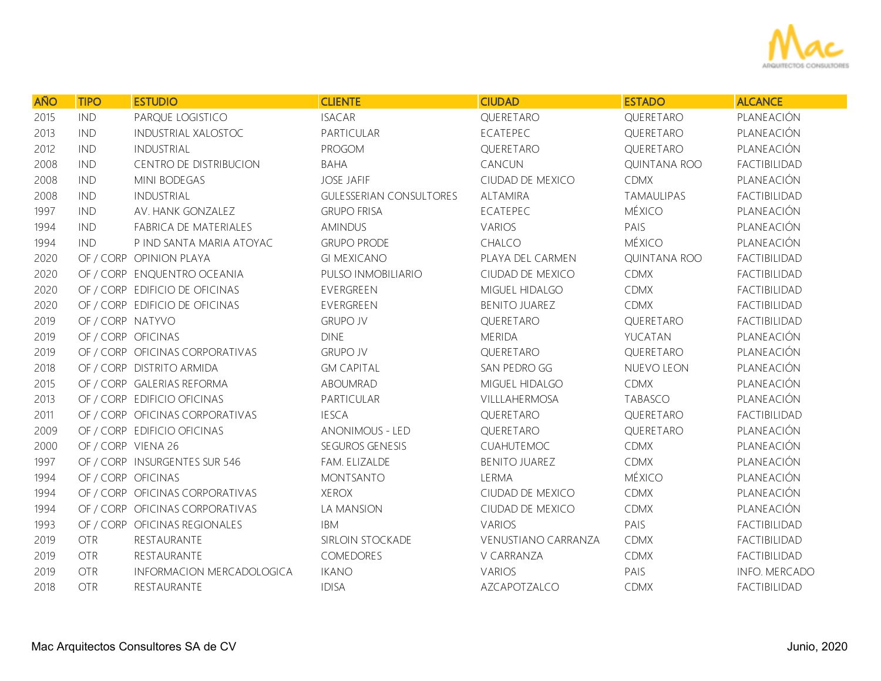| AÑO | TIPO | ESTUDIO | CLIENTE | CIUDAD | ESTADO | ALCANCE |
|---|---|---|---|---|---|---|
| 2015 | IND | PARQUE LOGISTICO | ISACAR | QUERETARO | QUERETARO | PLANEACIÓN |
| 2013 | IND | INDUSTRIAL XALOSTOC | PARTICULAR | ECATEPEC | QUERETARO | PLANEACIÓN |
| 2012 | IND | INDUSTRIAL | PROGOM | QUERETARO | QUERETARO | PLANEACIÓN |
| 2008 | IND | CENTRO DE DISTRIBUCION | BAHA | CANCUN | QUINTANA ROO | FACTIBILIDAD |
| 2008 | IND | MINI BODEGAS | JOSE JAFIF | CIUDAD DE MEXICO | CDMX | PLANEACIÓN |
| 2008 | IND | INDUSTRIAL | GULESSERIAN CONSULTORES | ALTAMIRA | TAMAULIPAS | FACTIBILIDAD |
| 1997 | IND | AV. HANK GONZALEZ | GRUPO FRISA | ECATEPEC | MÉXICO | PLANEACIÓN |
| 1994 | IND | FABRICA DE MATERIALES | AMINDUS | VARIOS | PAIS | PLANEACIÓN |
| 1994 | IND | P IND SANTA MARIA ATOYAC | GRUPO PRODE | CHALCO | MÉXICO | PLANEACIÓN |
| 2020 | OF / CORP | OPINION PLAYA | GI MEXICANO | PLAYA DEL CARMEN | QUINTANA ROO | FACTIBILIDAD |
| 2020 | OF / CORP | ENQUENTRO OCEANIA | PULSO INMOBILIARIO | CIUDAD DE MEXICO | CDMX | FACTIBILIDAD |
| 2020 | OF / CORP | EDIFICIO DE OFICINAS | EVERGREEN | MIGUEL HIDALGO | CDMX | FACTIBILIDAD |
| 2020 | OF / CORP | EDIFICIO DE OFICINAS | EVERGREEN | BENITO JUAREZ | CDMX | FACTIBILIDAD |
| 2019 | OF / CORP | NATYVO | GRUPO JV | QUERETARO | QUERETARO | FACTIBILIDAD |
| 2019 | OF / CORP | OFICINAS | DINE | MERIDA | YUCATAN | PLANEACIÓN |
| 2019 | OF / CORP | OFICINAS CORPORATIVAS | GRUPO JV | QUERETARO | QUERETARO | PLANEACIÓN |
| 2018 | OF / CORP | DISTRITO ARMIDA | GM CAPITAL | SAN PEDRO GG | NUEVO LEON | PLANEACIÓN |
| 2015 | OF / CORP | GALERIAS REFORMA | ABOUMRAD | MIGUEL HIDALGO | CDMX | PLANEACIÓN |
| 2013 | OF / CORP | EDIFICIO OFICINAS | PARTICULAR | VILLLAHERMOSA | TABASCO | PLANEACIÓN |
| 2011 | OF / CORP | OFICINAS CORPORATIVAS | IESCA | QUERETARO | QUERETARO | FACTIBILIDAD |
| 2009 | OF / CORP | EDIFICIO OFICINAS | ANONIMOUS - LED | QUERETARO | QUERETARO | PLANEACIÓN |
| 2000 | OF / CORP | VIENA 26 | SEGUROS GENESIS | CUAHUTEMOC | CDMX | PLANEACIÓN |
| 1997 | OF / CORP | INSURGENTES SUR 546 | FAM. ELIZALDE | BENITO JUAREZ | CDMX | PLANEACIÓN |
| 1994 | OF / CORP | OFICINAS | MONTSANTO | LERMA | MÉXICO | PLANEACIÓN |
| 1994 | OF / CORP | OFICINAS CORPORATIVAS | XEROX | CIUDAD DE MEXICO | CDMX | PLANEACIÓN |
| 1994 | OF / CORP | OFICINAS CORPORATIVAS | LA MANSION | CIUDAD DE MEXICO | CDMX | PLANEACIÓN |
| 1993 | OF / CORP | OFICINAS REGIONALES | IBM | VARIOS | PAIS | FACTIBILIDAD |
| 2019 | OTR | RESTAURANTE | SIRLOIN STOCKADE | VENUSTIANO CARRANZA | CDMX | FACTIBILIDAD |
| 2019 | OTR | RESTAURANTE | COMEDORES | V CARRANZA | CDMX | FACTIBILIDAD |
| 2019 | OTR | INFORMACION MERCADOLOGICA | IKANO | VARIOS | PAIS | INFO. MERCADO |
| 2018 | OTR | RESTAURANTE | IDISA | AZCAPOTZALCO | CDMX | FACTIBILIDAD |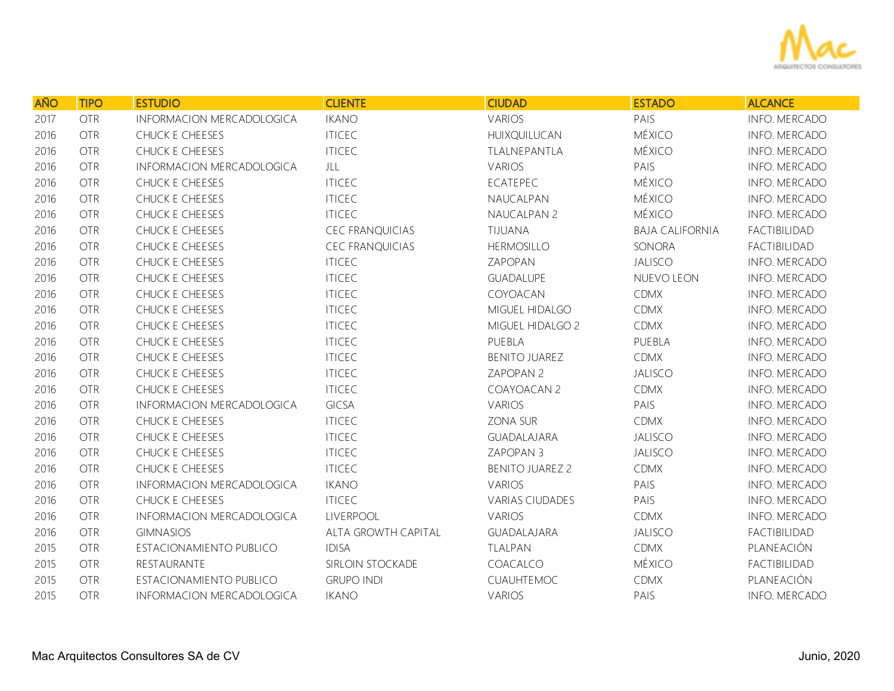| AÑO | TIPO | ESTUDIO | CLIENTE | CIUDAD | ESTADO | ALCANCE |
|---|---|---|---|---|---|---|
| 2017 | OTR | INFORMACION MERCADOLOGICA | IKANO | VARIOS | PAIS | INFO. MERCADO |
| 2016 | OTR | CHUCK E CHEESES | ITICEC | HUIXQUILUCAN | MÉXICO | INFO. MERCADO |
| 2016 | OTR | CHUCK E CHEESES | ITICEC | TLALNEPANTLA | MÉXICO | INFO. MERCADO |
| 2016 | OTR | INFORMACION MERCADOLOGICA | JLL | VARIOS | PAIS | INFO. MERCADO |
| 2016 | OTR | CHUCK E CHEESES | ITICEC | ECATEPEC | MÉXICO | INFO. MERCADO |
| 2016 | OTR | CHUCK E CHEESES | ITICEC | NAUCALPAN | MÉXICO | INFO. MERCADO |
| 2016 | OTR | CHUCK E CHEESES | ITICEC | NAUCALPAN 2 | MÉXICO | INFO. MERCADO |
| 2016 | OTR | CHUCK E CHEESES | CEC FRANQUICIAS | TIJUANA | BAJA CALIFORNIA | FACTIBILIDAD |
| 2016 | OTR | CHUCK E CHEESES | CEC FRANQUICIAS | HERMOSILLO | SONORA | FACTIBILIDAD |
| 2016 | OTR | CHUCK E CHEESES | ITICEC | ZAPOPAN | JALISCO | INFO. MERCADO |
| 2016 | OTR | CHUCK E CHEESES | ITICEC | GUADALUPE | NUEVO LEON | INFO. MERCADO |
| 2016 | OTR | CHUCK E CHEESES | ITICEC | COYOACAN | CDMX | INFO. MERCADO |
| 2016 | OTR | CHUCK E CHEESES | ITICEC | MIGUEL HIDALGO | CDMX | INFO. MERCADO |
| 2016 | OTR | CHUCK E CHEESES | ITICEC | MIGUEL HIDALGO 2 | CDMX | INFO. MERCADO |
| 2016 | OTR | CHUCK E CHEESES | ITICEC | PUEBLA | PUEBLA | INFO. MERCADO |
| 2016 | OTR | CHUCK E CHEESES | ITICEC | BENITO JUAREZ | CDMX | INFO. MERCADO |
| 2016 | OTR | CHUCK E CHEESES | ITICEC | ZAPOPAN 2 | JALISCO | INFO. MERCADO |
| 2016 | OTR | CHUCK E CHEESES | ITICEC | COAYOACAN 2 | CDMX | INFO. MERCADO |
| 2016 | OTR | INFORMACION MERCADOLOGICA | GICSA | VARIOS | PAIS | INFO. MERCADO |
| 2016 | OTR | CHUCK E CHEESES | ITICEC | ZONA SUR | CDMX | INFO. MERCADO |
| 2016 | OTR | CHUCK E CHEESES | ITICEC | GUADALAJARA | JALISCO | INFO. MERCADO |
| 2016 | OTR | CHUCK E CHEESES | ITICEC | ZAPOPAN 3 | JALISCO | INFO. MERCADO |
| 2016 | OTR | CHUCK E CHEESES | ITICEC | BENITO JUAREZ 2 | CDMX | INFO. MERCADO |
| 2016 | OTR | INFORMACION MERCADOLOGICA | IKANO | VARIOS | PAIS | INFO. MERCADO |
| 2016 | OTR | CHUCK E CHEESES | ITICEC | VARIAS CIUDADES | PAIS | INFO. MERCADO |
| 2016 | OTR | INFORMACION MERCADOLOGICA | LIVERPOOL | VARIOS | CDMX | INFO. MERCADO |
| 2016 | OTR | GIMNASIOS | ALTA GROWTH CAPITAL | GUADALAJARA | JALISCO | FACTIBILIDAD |
| 2015 | OTR | ESTACIONAMIENTO PUBLICO | IDISA | TLALPAN | CDMX | PLANEACIÓN |
| 2015 | OTR | RESTAURANTE | SIRLOIN STOCKADE | COACALCO | MÉXICO | FACTIBILIDAD |
| 2015 | OTR | ESTACIONAMIENTO PUBLICO | GRUPO INDI | CUAUHTEMOC | CDMX | PLANEACIÓN |
| 2015 | OTR | INFORMACION MERCADOLOGICA | IKANO | VARIOS | PAIS | INFO. MERCADO |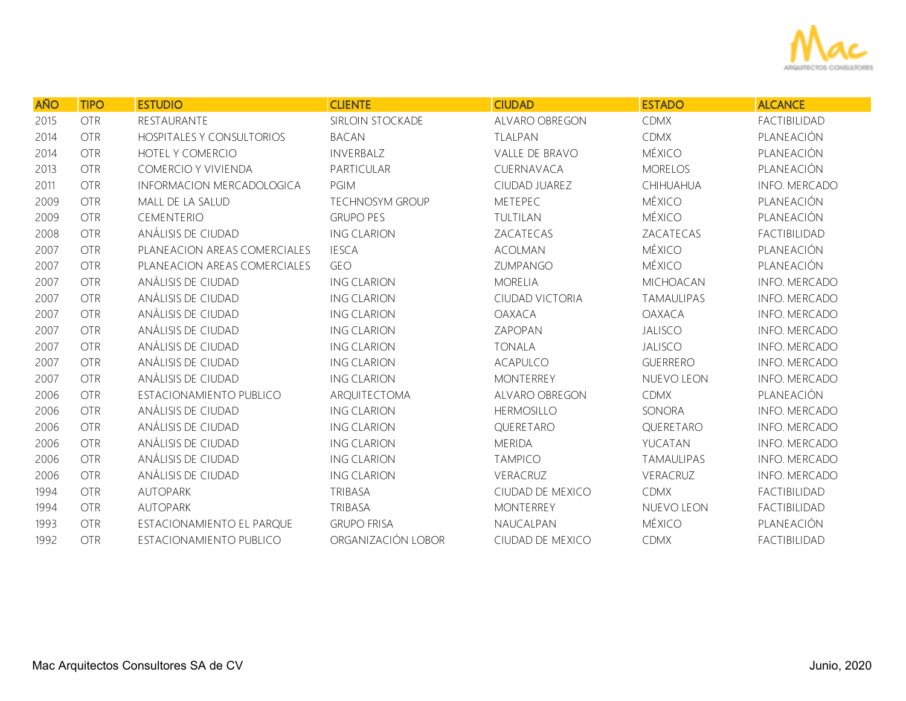| AÑO | TIPO | ESTUDIO | CLIENTE | CIUDAD | ESTADO | ALCANCE |
|---|---|---|---|---|---|---|
| 2015 | OTR | RESTAURANTE | SIRLOIN STOCKADE | ALVARO OBREGON | CDMX | FACTIBILIDAD |
| 2014 | OTR | HOSPITALES Y CONSULTORIOS | BACAN | TLALPAN | CDMX | PLANEACIÓN |
| 2014 | OTR | HOTEL Y COMERCIO | INVERBALZ | VALLE DE BRAVO | MÉXICO | PLANEACIÓN |
| 2013 | OTR | COMERCIO Y VIVIENDA | PARTICULAR | CUERNAVACA | MORELOS | PLANEACIÓN |
| 2011 | OTR | INFORMACION MERCADOLOGICA | PGIM | CIUDAD JUAREZ | CHIHUAHUA | INFO. MERCADO |
| 2009 | OTR | MALL DE LA SALUD | TECHNOSYM GROUP | METEPEC | MÉXICO | PLANEACIÓN |
| 2009 | OTR | CEMENTERIO | GRUPO PES | TULTILAN | MÉXICO | PLANEACIÓN |
| 2008 | OTR | ANÁLISIS DE CIUDAD | ING CLARION | ZACATECAS | ZACATECAS | FACTIBILIDAD |
| 2007 | OTR | PLANEACION AREAS COMERCIALES | IESCA | ACOLMAN | MÉXICO | PLANEACIÓN |
| 2007 | OTR | PLANEACION AREAS COMERCIALES | GEO | ZUMPANGO | MÉXICO | PLANEACIÓN |
| 2007 | OTR | ANÁLISIS DE CIUDAD | ING CLARION | MORELIA | MICHOACAN | INFO. MERCADO |
| 2007 | OTR | ANÁLISIS DE CIUDAD | ING CLARION | CIUDAD VICTORIA | TAMAULIPAS | INFO. MERCADO |
| 2007 | OTR | ANÁLISIS DE CIUDAD | ING CLARION | OAXACA | OAXACA | INFO. MERCADO |
| 2007 | OTR | ANÁLISIS DE CIUDAD | ING CLARION | ZAPOPAN | JALISCO | INFO. MERCADO |
| 2007 | OTR | ANÁLISIS DE CIUDAD | ING CLARION | TONALA | JALISCO | INFO. MERCADO |
| 2007 | OTR | ANÁLISIS DE CIUDAD | ING CLARION | ACAPULCO | GUERRERO | INFO. MERCADO |
| 2007 | OTR | ANÁLISIS DE CIUDAD | ING CLARION | MONTERREY | NUEVO LEON | INFO. MERCADO |
| 2006 | OTR | ESTACIONAMIENTO PUBLICO | ARQUITECTOMA | ALVARO OBREGON | CDMX | PLANEACIÓN |
| 2006 | OTR | ANÁLISIS DE CIUDAD | ING CLARION | HERMOSILLO | SONORA | INFO. MERCADO |
| 2006 | OTR | ANÁLISIS DE CIUDAD | ING CLARION | QUERETARO | QUERETARO | INFO. MERCADO |
| 2006 | OTR | ANÁLISIS DE CIUDAD | ING CLARION | MERIDA | YUCATAN | INFO. MERCADO |
| 2006 | OTR | ANÁLISIS DE CIUDAD | ING CLARION | TAMPICO | TAMAULIPAS | INFO. MERCADO |
| 2006 | OTR | ANÁLISIS DE CIUDAD | ING CLARION | VERACRUZ | VERACRUZ | INFO. MERCADO |
| 1994 | OTR | AUTOPARK | TRIBASA | CIUDAD DE MEXICO | CDMX | FACTIBILIDAD |
| 1994 | OTR | AUTOPARK | TRIBASA | MONTERREY | NUEVO LEON | FACTIBILIDAD |
| 1993 | OTR | ESTACIONAMIENTO EL PARQUE | GRUPO FRISA | NAUCALPAN | MÉXICO | PLANEACIÓN |
| 1992 | OTR | ESTACIONAMIENTO PUBLICO | ORGANIZACIÓN LOBOR | CIUDAD DE MEXICO | CDMX | FACTIBILIDAD |